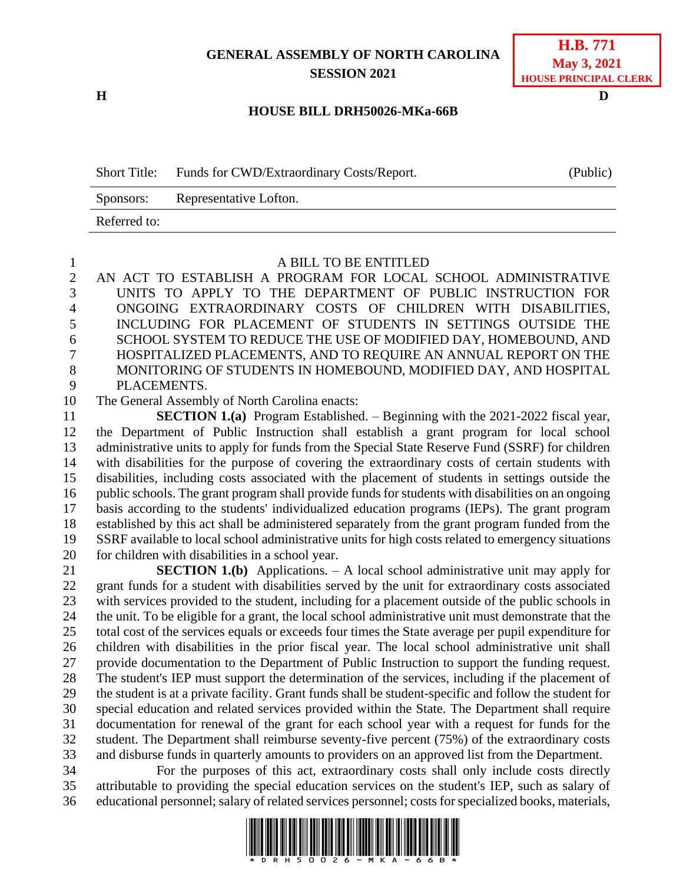**GENERAL ASSEMBLY OF NORTH CAROLINA**
**SESSION 2021**

**H.B. 771**
**May 3, 2021**
**HOUSE PRINCIPAL CLERK**

**H** **D**

**HOUSE BILL DRH50026-MKa-66B**

| Short Title: | Funds for CWD/Extraordinary Costs/Report. | (Public) |
|---|---|---|
| Sponsors: | Representative Lofton. | |
| Referred to: | | |

A BILL TO BE ENTITLED

AN ACT TO ESTABLISH A PROGRAM FOR LOCAL SCHOOL ADMINISTRATIVE UNITS TO APPLY TO THE DEPARTMENT OF PUBLIC INSTRUCTION FOR ONGOING EXTRAORDINARY COSTS OF CHILDREN WITH DISABILITIES, INCLUDING FOR PLACEMENT OF STUDENTS IN SETTINGS OUTSIDE THE SCHOOL SYSTEM TO REDUCE THE USE OF MODIFIED DAY, HOMEBOUND, AND HOSPITALIZED PLACEMENTS, AND TO REQUIRE AN ANNUAL REPORT ON THE MONITORING OF STUDENTS IN HOMEBOUND, MODIFIED DAY, AND HOSPITAL PLACEMENTS.

The General Assembly of North Carolina enacts:

**SECTION 1.(a)** Program Established. – Beginning with the 2021-2022 fiscal year, the Department of Public Instruction shall establish a grant program for local school administrative units to apply for funds from the Special State Reserve Fund (SSRF) for children with disabilities for the purpose of covering the extraordinary costs of certain students with disabilities, including costs associated with the placement of students in settings outside the public schools. The grant program shall provide funds for students with disabilities on an ongoing basis according to the students' individualized education programs (IEPs). The grant program established by this act shall be administered separately from the grant program funded from the SSRF available to local school administrative units for high costs related to emergency situations for children with disabilities in a school year.

**SECTION 1.(b)** Applications. – A local school administrative unit may apply for grant funds for a student with disabilities served by the unit for extraordinary costs associated with services provided to the student, including for a placement outside of the public schools in the unit. To be eligible for a grant, the local school administrative unit must demonstrate that the total cost of the services equals or exceeds four times the State average per pupil expenditure for children with disabilities in the prior fiscal year. The local school administrative unit shall provide documentation to the Department of Public Instruction to support the funding request. The student's IEP must support the determination of the services, including if the placement of the student is at a private facility. Grant funds shall be student-specific and follow the student for special education and related services provided within the State. The Department shall require documentation for renewal of the grant for each school year with a request for funds for the student. The Department shall reimburse seventy-five percent (75%) of the extraordinary costs and disburse funds in quarterly amounts to providers on an approved list from the Department.

For the purposes of this act, extraordinary costs shall only include costs directly attributable to providing the special education services on the student's IEP, such as salary of educational personnel; salary of related services personnel; costs for specialized books, materials,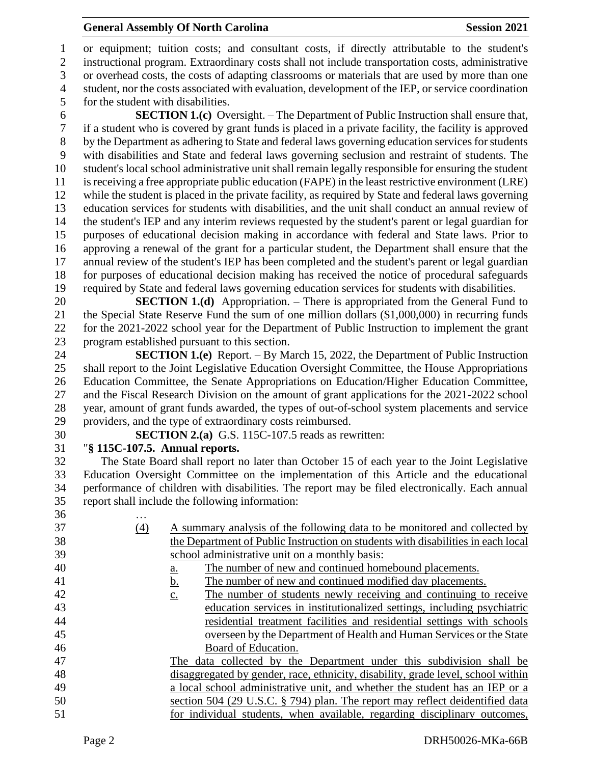or equipment; tuition costs; and consultant costs, if directly attributable to the student's instructional program. Extraordinary costs shall not include transportation costs, administrative or overhead costs, the costs of adapting classrooms or materials that are used by more than one student, nor the costs associated with evaluation, development of the IEP, or service coordination for the student with disabilities.

**SECTION 1.(c)** Oversight. – The Department of Public Instruction shall ensure that, if a student who is covered by grant funds is placed in a private facility, the facility is approved by the Department as adhering to State and federal laws governing education services for students with disabilities and State and federal laws governing seclusion and restraint of students. The student's local school administrative unit shall remain legally responsible for ensuring the student is receiving a free appropriate public education (FAPE) in the least restrictive environment (LRE) while the student is placed in the private facility, as required by State and federal laws governing education services for students with disabilities, and the unit shall conduct an annual review of the student's IEP and any interim reviews requested by the student's parent or legal guardian for purposes of educational decision making in accordance with federal and State laws. Prior to approving a renewal of the grant for a particular student, the Department shall ensure that the annual review of the student's IEP has been completed and the student's parent or legal guardian for purposes of educational decision making has received the notice of procedural safeguards required by State and federal laws governing education services for students with disabilities.

**SECTION 1.(d)** Appropriation. – There is appropriated from the General Fund to the Special State Reserve Fund the sum of one million dollars ($1,000,000) in recurring funds for the 2021-2022 school year for the Department of Public Instruction to implement the grant program established pursuant to this section.

**SECTION 1.(e)** Report. – By March 15, 2022, the Department of Public Instruction shall report to the Joint Legislative Education Oversight Committee, the House Appropriations Education Committee, the Senate Appropriations on Education/Higher Education Committee, and the Fiscal Research Division on the amount of grant applications for the 2021-2022 school year, amount of grant funds awarded, the types of out-of-school system placements and service providers, and the type of extraordinary costs reimbursed.

**SECTION 2.(a)** G.S. 115C-107.5 reads as rewritten:

"**§ 115C-107.5. Annual reports.**

The State Board shall report no later than October 15 of each year to the Joint Legislative Education Oversight Committee on the implementation of this Article and the educational performance of children with disabilities. The report may be filed electronically. Each annual report shall include the following information:

…

<u>(4)</u> <u>A summary analysis of the following data to be monitored and collected by the Department of Public Instruction on students with disabilities in each local school administrative unit on a monthly basis:</u>

<u>a.</u> <u>The number of new and continued homebound placements.</u>

<u>b.</u> <u>The number of new and continued modified day placements.</u>

<u>c.</u> <u>The number of students newly receiving and continuing to receive education services in institutionalized settings, including psychiatric residential treatment facilities and residential settings with schools overseen by the Department of Health and Human Services or the State Board of Education.</u>

<u>The data collected by the Department under this subdivision shall be disaggregated by gender, race, ethnicity, disability, grade level, school within a local school administrative unit, and whether the student has an IEP or a section 504 (29 U.S.C. § 794) plan. The report may reflect deidentified data for individual students, when available, regarding disciplinary outcomes,</u>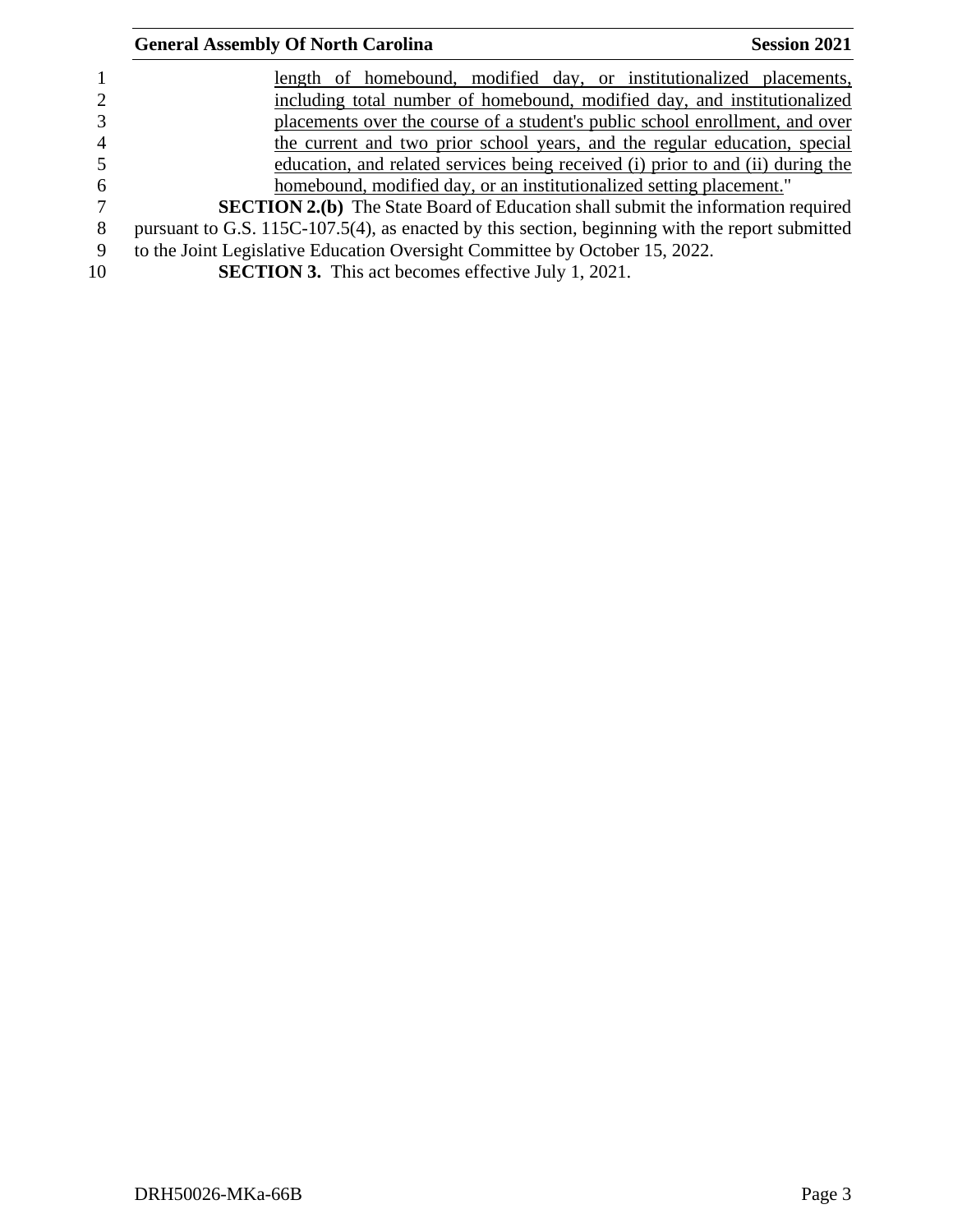length of homebound, modified day, or institutionalized placements, including total number of homebound, modified day, and institutionalized placements over the course of a student's public school enrollment, and over the current and two prior school years, and the regular education, special education, and related services being received (i) prior to and (ii) during the homebound, modified day, or an institutionalized setting placement."

**SECTION 2.(b)** The State Board of Education shall submit the information required pursuant to G.S. 115C-107.5(4), as enacted by this section, beginning with the report submitted to the Joint Legislative Education Oversight Committee by October 15, 2022.

**SECTION 3.** This act becomes effective July 1, 2021.